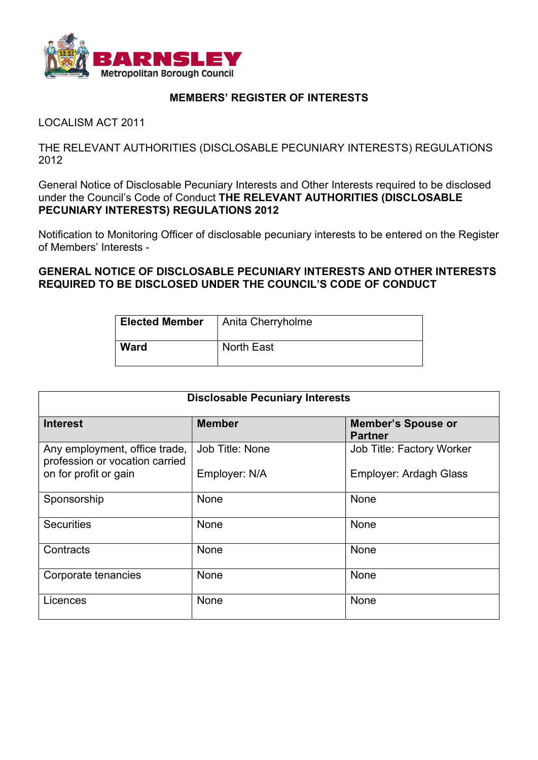**BARNSLEY**
Metropolitan Borough Council

## MEMBERS' REGISTER OF INTERESTS

LOCALISM ACT 2011

THE RELEVANT AUTHORITIES (DISCLOSABLE PECUNIARY INTERESTS) REGULATIONS 2012

General Notice of Disclosable Pecuniary Interests and Other Interests required to be disclosed under the Council's Code of Conduct **THE RELEVANT AUTHORITIES (DISCLOSABLE PECUNIARY INTERESTS) REGULATIONS 2012**

Notification to Monitoring Officer of disclosable pecuniary interests to be entered on the Register of Members' Interests -

**GENERAL NOTICE OF DISCLOSABLE PECUNIARY INTERESTS AND OTHER INTERESTS REQUIRED TO BE DISCLOSED UNDER THE COUNCIL'S CODE OF CONDUCT**

| **Elected Member** | Anita Cherryholme |
|---|---|
| **Ward** | North East |

| **Disclosable Pecuniary Interests** | | |
|---|---|---|
| **Interest** | **Member** | **Member's Spouse or Partner** |
| Any employment, office trade, profession or vocation carried on for profit or gain | Job Title: None<br><br>Employer: N/A | Job Title: Factory Worker<br><br>Employer: Ardagh Glass |
| Sponsorship | None | None |
| Securities | None | None |
| Contracts | None | None |
| Corporate tenancies | None | None |
| Licences | None | None |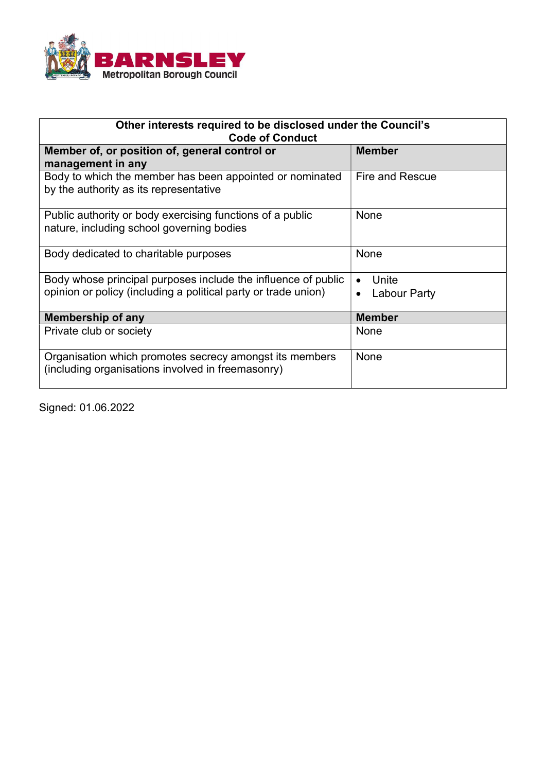| Other interests required to be disclosed under the Council's Code of Conduct | |
|---|---|
| **Member of, or position of, general control or management in any** | **Member** |
| Body to which the member has been appointed or nominated by the authority as its representative | Fire and Rescue |
| Public authority or body exercising functions of a public nature, including school governing bodies | None |
| Body dedicated to charitable purposes | None |
| Body whose principal purposes include the influence of public opinion or policy (including a political party or trade union) | • Unite<br>• Labour Party |
| **Membership of any** | **Member** |
| Private club or society | None |
| Organisation which promotes secrecy amongst its members (including organisations involved in freemasonry) | None |

Signed: 01.06.2022